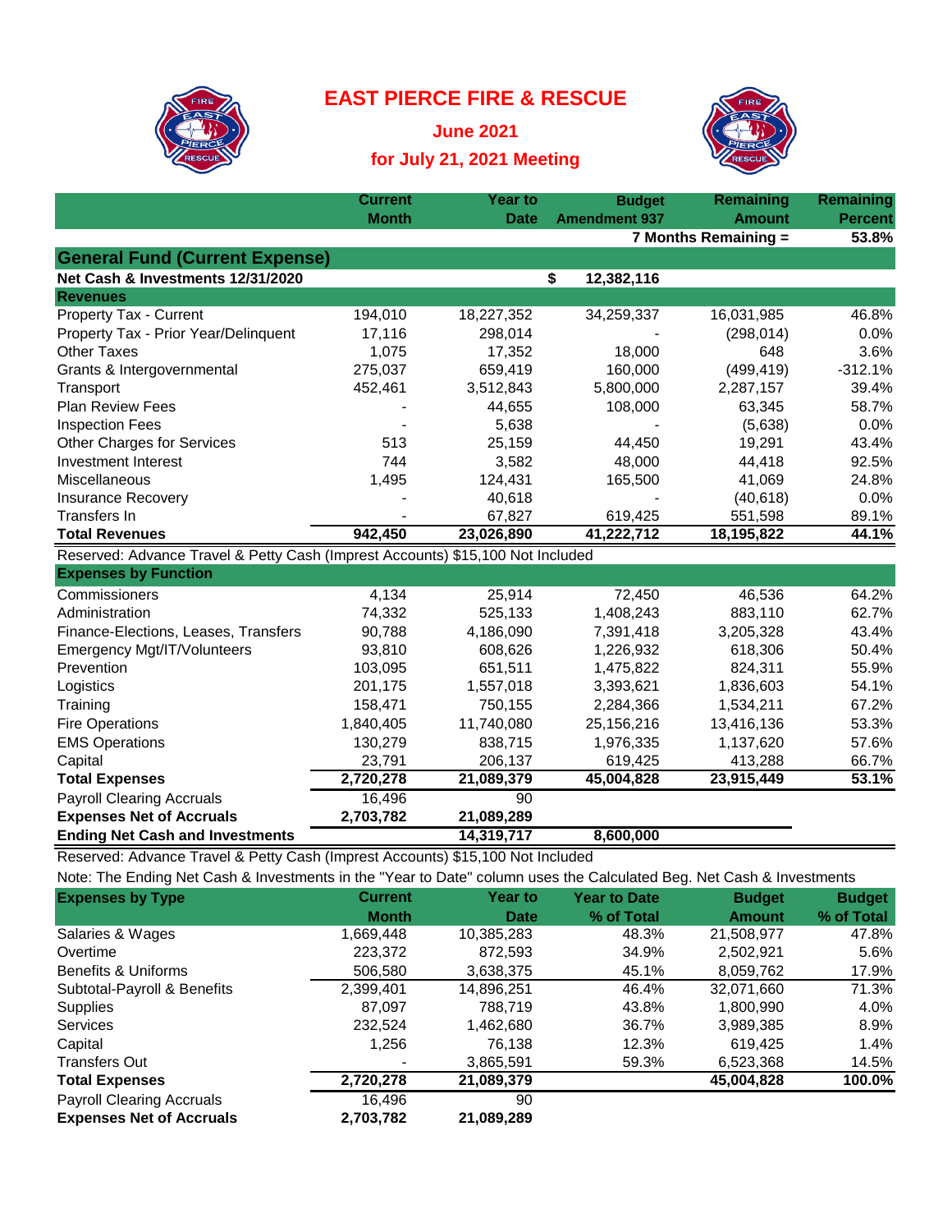# EAST PIERCE FIRE & RESCUE

## June 2021

## for July 21, 2021 Meeting

| | Current Month | Year to Date | Budget Amendment 937 | Remaining Amount | Remaining Percent |
|---|---|---|---|---|---|
| | | | | 7 Months Remaining = | 53.8% |
| **General Fund (Current Expense)** | | | | | |
| **Net Cash & Investments 12/31/2020** | | | $ 12,382,116 | | |
| **Revenues** | | | | | |
| Property Tax - Current | 194,010 | 18,227,352 | 34,259,337 | 16,031,985 | 46.8% |
| Property Tax - Prior Year/Delinquent | 17,116 | 298,014 | - | (298,014) | 0.0% |
| Other Taxes | 1,075 | 17,352 | 18,000 | 648 | 3.6% |
| Grants & Intergovernmental | 275,037 | 659,419 | 160,000 | (499,419) | -312.1% |
| Transport | 452,461 | 3,512,843 | 5,800,000 | 2,287,157 | 39.4% |
| Plan Review Fees | - | 44,655 | 108,000 | 63,345 | 58.7% |
| Inspection Fees | - | 5,638 | - | (5,638) | 0.0% |
| Other Charges for Services | 513 | 25,159 | 44,450 | 19,291 | 43.4% |
| Investment Interest | 744 | 3,582 | 48,000 | 44,418 | 92.5% |
| Miscellaneous | 1,495 | 124,431 | 165,500 | 41,069 | 24.8% |
| Insurance Recovery | - | 40,618 | - | (40,618) | 0.0% |
| Transfers In | - | 67,827 | 619,425 | 551,598 | 89.1% |
| **Total Revenues** | **942,450** | **23,026,890** | **41,222,712** | **18,195,822** | **44.1%** |
| Reserved: Advance Travel & Petty Cash (Imprest Accounts) $15,100 Not Included | | | | | |
| **Expenses by Function** | | | | | |
| Commissioners | 4,134 | 25,914 | 72,450 | 46,536 | 64.2% |
| Administration | 74,332 | 525,133 | 1,408,243 | 883,110 | 62.7% |
| Finance-Elections, Leases, Transfers | 90,788 | 4,186,090 | 7,391,418 | 3,205,328 | 43.4% |
| Emergency Mgt/IT/Volunteers | 93,810 | 608,626 | 1,226,932 | 618,306 | 50.4% |
| Prevention | 103,095 | 651,511 | 1,475,822 | 824,311 | 55.9% |
| Logistics | 201,175 | 1,557,018 | 3,393,621 | 1,836,603 | 54.1% |
| Training | 158,471 | 750,155 | 2,284,366 | 1,534,211 | 67.2% |
| Fire Operations | 1,840,405 | 11,740,080 | 25,156,216 | 13,416,136 | 53.3% |
| EMS Operations | 130,279 | 838,715 | 1,976,335 | 1,137,620 | 57.6% |
| Capital | 23,791 | 206,137 | 619,425 | 413,288 | 66.7% |
| **Total Expenses** | **2,720,278** | **21,089,379** | **45,004,828** | **23,915,449** | **53.1%** |
| Payroll Clearing Accruals | 16,496 | 90 | | | |
| **Expenses Net of Accruals** | **2,703,782** | **21,089,289** | | | |
| **Ending Net Cash and Investments** | | **14,319,717** | **8,600,000** | | |

Reserved: Advance Travel & Petty Cash (Imprest Accounts) $15,100 Not Included

Note: The Ending Net Cash & Investments in the "Year to Date" column uses the Calculated Beg. Net Cash & Investments

| Expenses by Type | Current Month | Year to Date | Year to Date % of Total | Budget Amount | Budget % of Total |
|---|---|---|---|---|---|
| Salaries & Wages | 1,669,448 | 10,385,283 | 48.3% | 21,508,977 | 47.8% |
| Overtime | 223,372 | 872,593 | 34.9% | 2,502,921 | 5.6% |
| Benefits & Uniforms | 506,580 | 3,638,375 | 45.1% | 8,059,762 | 17.9% |
| Subtotal-Payroll & Benefits | 2,399,401 | 14,896,251 | 46.4% | 32,071,660 | 71.3% |
| Supplies | 87,097 | 788,719 | 43.8% | 1,800,990 | 4.0% |
| Services | 232,524 | 1,462,680 | 36.7% | 3,989,385 | 8.9% |
| Capital | 1,256 | 76,138 | 12.3% | 619,425 | 1.4% |
| Transfers Out | - | 3,865,591 | 59.3% | 6,523,368 | 14.5% |
| **Total Expenses** | **2,720,278** | **21,089,379** | | **45,004,828** | **100.0%** |
| Payroll Clearing Accruals | 16,496 | 90 | | | |
| **Expenses Net of Accruals** | **2,703,782** | **21,089,289** | | | |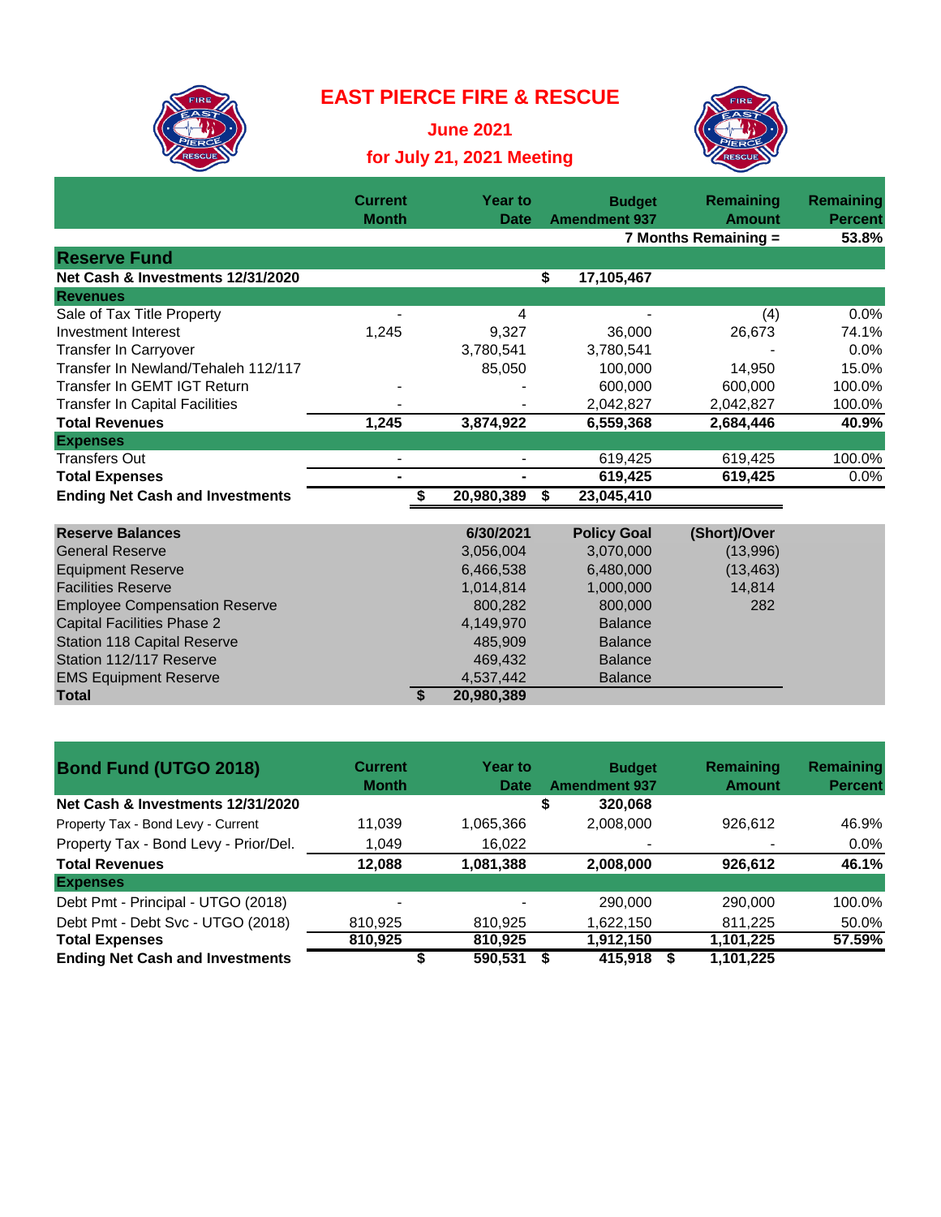# EAST PIERCE FIRE & RESCUE

## June 2021

## for July 21, 2021 Meeting

| | Current Month | Year to Date | Budget Amendment 937 | Remaining Amount | Remaining Percent |
|---|---|---|---|---|---|
| | | | | 7 Months Remaining = | 53.8% |
| **Reserve Fund** | | | | | |
| **Net Cash & Investments 12/31/2020** | | | $ 17,105,467 | | |
| **Revenues** | | | | | |
| Sale of Tax Title Property | - | 4 | - | (4) | 0.0% |
| Investment Interest | 1,245 | 9,327 | 36,000 | 26,673 | 74.1% |
| Transfer In Carryover | | 3,780,541 | 3,780,541 | - | 0.0% |
| Transfer In Newland/Tehaleh 112/117 | | 85,050 | 100,000 | 14,950 | 15.0% |
| Transfer In GEMT IGT Return | - | - | 600,000 | 600,000 | 100.0% |
| Transfer In Capital Facilities | - | - | 2,042,827 | 2,042,827 | 100.0% |
| **Total Revenues** | **1,245** | **3,874,922** | **6,559,368** | **2,684,446** | **40.9%** |
| **Expenses** | | | | | |
| Transfers Out | - | - | 619,425 | 619,425 | 100.0% |
| **Total Expenses** | **-** | **-** | **619,425** | **619,425** | 0.0% |
| **Ending Net Cash and Investments** | | **$ 20,980,389** | **$ 23,045,410** | | |

| Reserve Balances | 6/30/2021 | Policy Goal | (Short)/Over |
|---|---|---|---|
| General Reserve | 3,056,004 | 3,070,000 | (13,996) |
| Equipment Reserve | 6,466,538 | 6,480,000 | (13,463) |
| Facilities Reserve | 1,014,814 | 1,000,000 | 14,814 |
| Employee Compensation Reserve | 800,282 | 800,000 | 282 |
| Capital Facilities Phase 2 | 4,149,970 | Balance | |
| Station 118 Capital Reserve | 485,909 | Balance | |
| Station 112/117 Reserve | 469,432 | Balance | |
| EMS Equipment Reserve | 4,537,442 | Balance | |
| **Total** | **$ 20,980,389** | | |

| Bond Fund (UTGO 2018) | Current Month | Year to Date | Budget Amendment 937 | Remaining Amount | Remaining Percent |
|---|---|---|---|---|---|
| **Net Cash & Investments 12/31/2020** | | | $ 320,068 | | |
| Property Tax - Bond Levy - Current | 11,039 | 1,065,366 | 2,008,000 | 926,612 | 46.9% |
| Property Tax - Bond Levy - Prior/Del. | 1,049 | 16,022 | - | - | 0.0% |
| **Total Revenues** | **12,088** | **1,081,388** | **2,008,000** | **926,612** | **46.1%** |
| **Expenses** | | | | | |
| Debt Pmt - Principal - UTGO (2018) | - | - | 290,000 | 290,000 | 100.0% |
| Debt Pmt - Debt Svc - UTGO (2018) | 810,925 | 810,925 | 1,622,150 | 811,225 | 50.0% |
| **Total Expenses** | **810,925** | **810,925** | **1,912,150** | **1,101,225** | **57.59%** |
| **Ending Net Cash and Investments** | | **$ 590,531** | **$ 415,918** | **$ 1,101,225** | |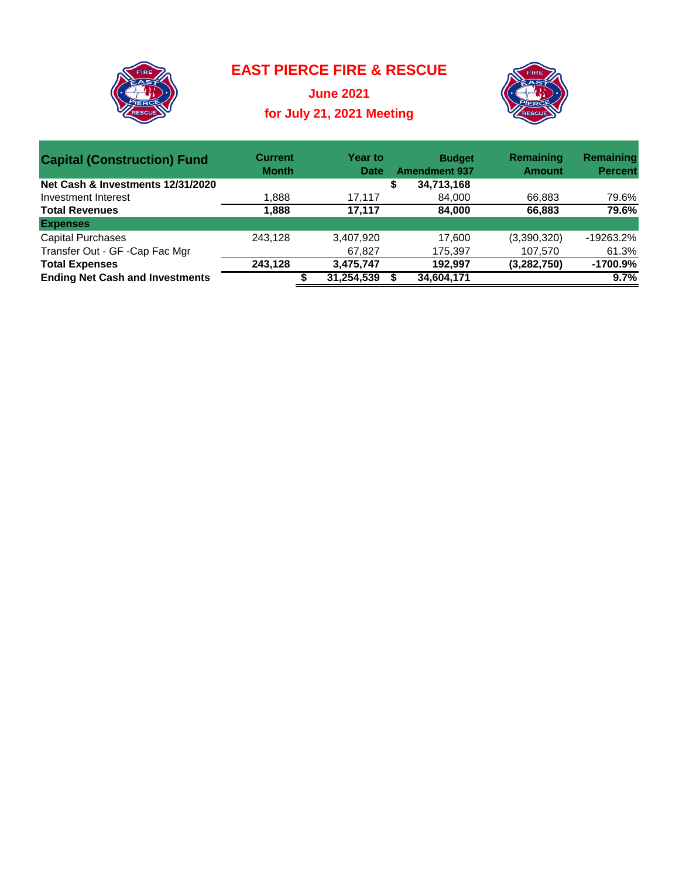# EAST PIERCE FIRE & RESCUE

## June 2021

## for July 21, 2021 Meeting

| Capital (Construction) Fund | Current Month | Year to Date | Budget Amendment 937 | Remaining Amount | Remaining Percent |
|---|---|---|---|---|---|
| **Net Cash & Investments 12/31/2020** | | | **$ 34,713,168** | | |
| Investment Interest | 1,888 | 17,117 | 84,000 | 66,883 | 79.6% |
| **Total Revenues** | **1,888** | **17,117** | **84,000** | **66,883** | **79.6%** |
| **Expenses** | | | | | |
| Capital Purchases | 243,128 | 3,407,920 | 17,600 | (3,390,320) | -19263.2% |
| Transfer Out - GF -Cap Fac Mgr | | 67,827 | 175,397 | 107,570 | 61.3% |
| **Total Expenses** | **243,128** | **3,475,747** | **192,997** | **(3,282,750)** | **-1700.9%** |
| **Ending Net Cash and Investments** | | **$ 31,254,539** | **$ 34,604,171** | | **9.7%** |